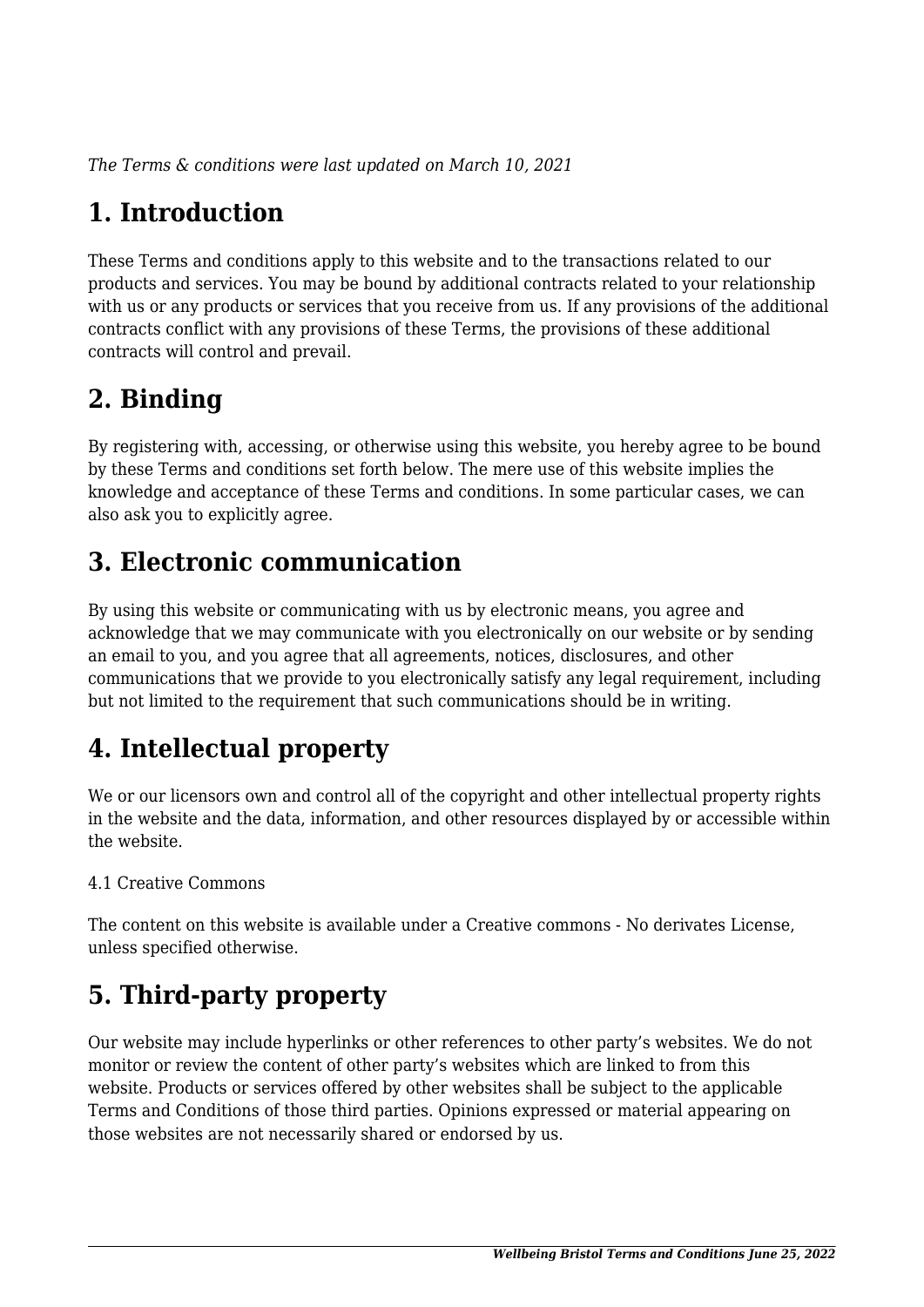*The Terms & conditions were last updated on March 10, 2021*

# 1. Introduction

These Terms and conditions apply to this website and to the transactions related to our products and services. You may be bound by additional contracts related to your relationship with us or any products or services that you receive from us. If any provisions of the additional contracts conflict with any provisions of these Terms, the provisions of these additional contracts will control and prevail.

# 2. Binding

By registering with, accessing, or otherwise using this website, you hereby agree to be bound by these Terms and conditions set forth below. The mere use of this website implies the knowledge and acceptance of these Terms and conditions. In some particular cases, we can also ask you to explicitly agree.

# 3. Electronic communication

By using this website or communicating with us by electronic means, you agree and acknowledge that we may communicate with you electronically on our website or by sending an email to you, and you agree that all agreements, notices, disclosures, and other communications that we provide to you electronically satisfy any legal requirement, including but not limited to the requirement that such communications should be in writing.

# 4. Intellectual property

We or our licensors own and control all of the copyright and other intellectual property rights in the website and the data, information, and other resources displayed by or accessible within the website.

4.1 Creative Commons

The content on this website is available under a Creative commons - No derivates License, unless specified otherwise.

# 5. Third-party property

Our website may include hyperlinks or other references to other party's websites. We do not monitor or review the content of other party's websites which are linked to from this website. Products or services offered by other websites shall be subject to the applicable Terms and Conditions of those third parties. Opinions expressed or material appearing on those websites are not necessarily shared or endorsed by us.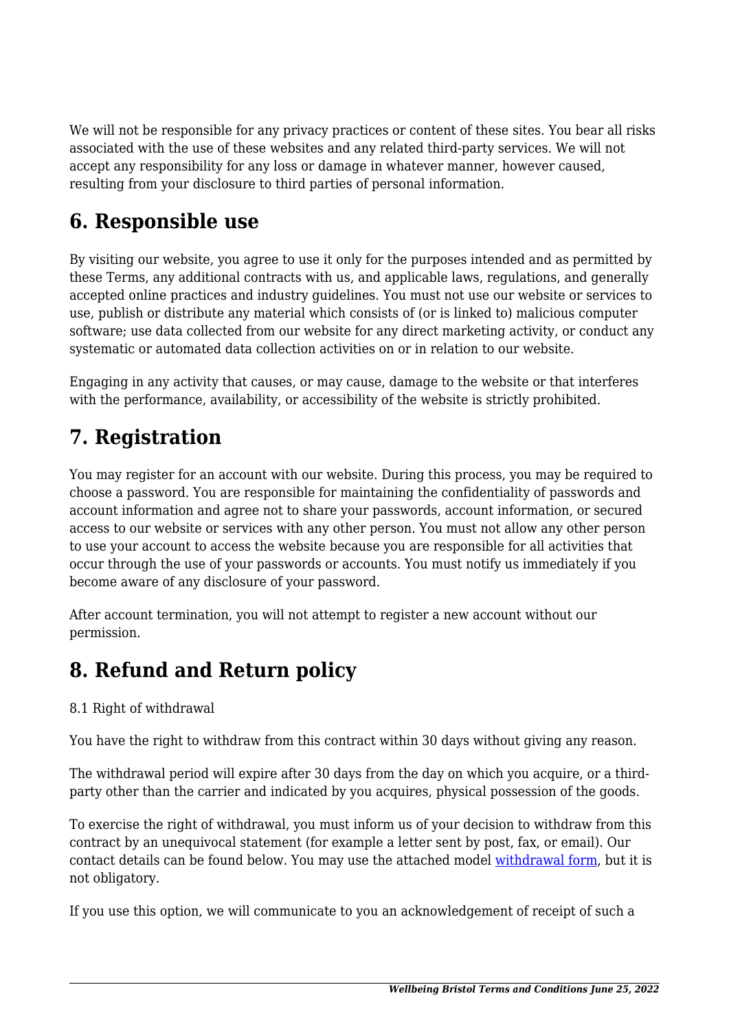We will not be responsible for any privacy practices or content of these sites. You bear all risks associated with the use of these websites and any related third-party services. We will not accept any responsibility for any loss or damage in whatever manner, however caused, resulting from your disclosure to third parties of personal information.

## 6. Responsible use

By visiting our website, you agree to use it only for the purposes intended and as permitted by these Terms, any additional contracts with us, and applicable laws, regulations, and generally accepted online practices and industry guidelines. You must not use our website or services to use, publish or distribute any material which consists of (or is linked to) malicious computer software; use data collected from our website for any direct marketing activity, or conduct any systematic or automated data collection activities on or in relation to our website.

Engaging in any activity that causes, or may cause, damage to the website or that interferes with the performance, availability, or accessibility of the website is strictly prohibited.

## 7. Registration

You may register for an account with our website. During this process, you may be required to choose a password. You are responsible for maintaining the confidentiality of passwords and account information and agree not to share your passwords, account information, or secured access to our website or services with any other person. You must not allow any other person to use your account to access the website because you are responsible for all activities that occur through the use of your passwords or accounts. You must notify us immediately if you become aware of any disclosure of your password.

After account termination, you will not attempt to register a new account without our permission.

## 8. Refund and Return policy

8.1 Right of withdrawal

You have the right to withdraw from this contract within 30 days without giving any reason.

The withdrawal period will expire after 30 days from the day on which you acquire, or a third-party other than the carrier and indicated by you acquires, physical possession of the goods.

To exercise the right of withdrawal, you must inform us of your decision to withdraw from this contract by an unequivocal statement (for example a letter sent by post, fax, or email). Our contact details can be found below. You may use the attached model withdrawal form, but it is not obligatory.

If you use this option, we will communicate to you an acknowledgement of receipt of such a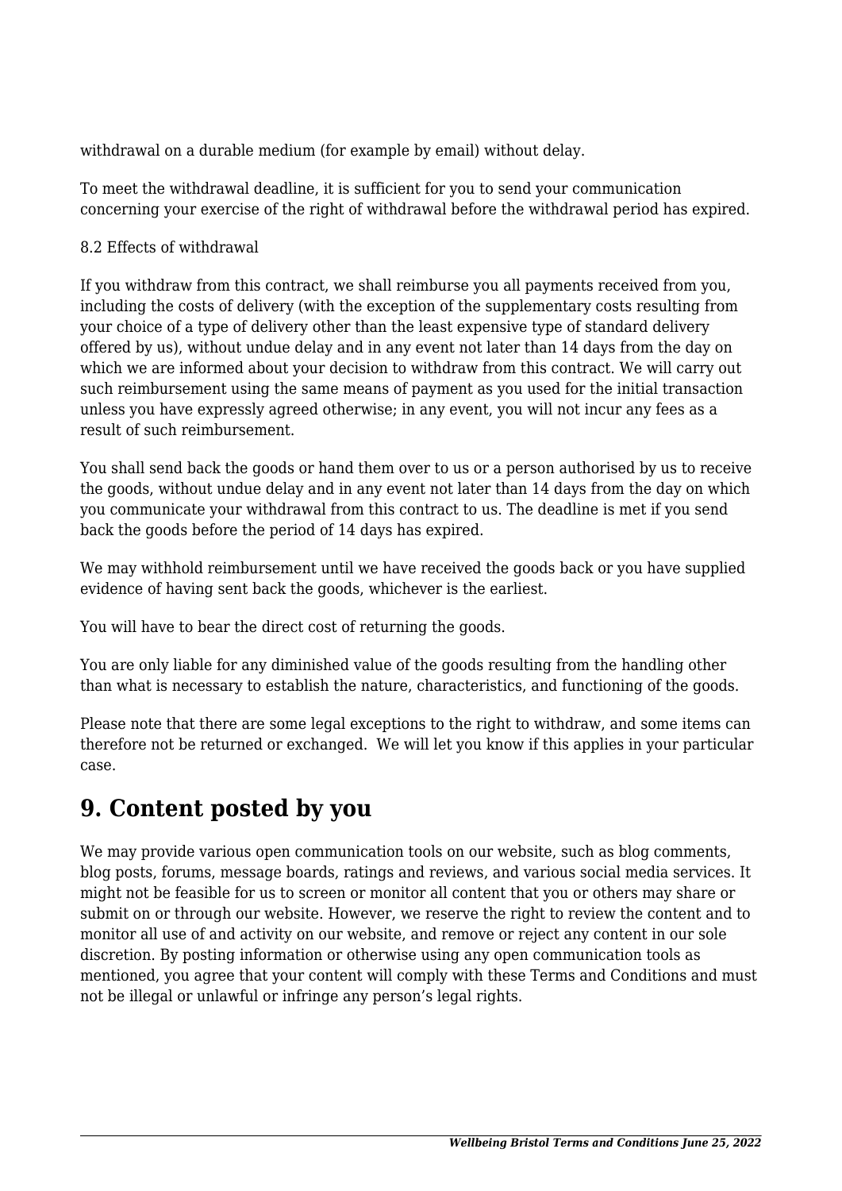withdrawal on a durable medium (for example by email) without delay.

To meet the withdrawal deadline, it is sufficient for you to send your communication concerning your exercise of the right of withdrawal before the withdrawal period has expired.

8.2 Effects of withdrawal

If you withdraw from this contract, we shall reimburse you all payments received from you, including the costs of delivery (with the exception of the supplementary costs resulting from your choice of a type of delivery other than the least expensive type of standard delivery offered by us), without undue delay and in any event not later than 14 days from the day on which we are informed about your decision to withdraw from this contract. We will carry out such reimbursement using the same means of payment as you used for the initial transaction unless you have expressly agreed otherwise; in any event, you will not incur any fees as a result of such reimbursement.

You shall send back the goods or hand them over to us or a person authorised by us to receive the goods, without undue delay and in any event not later than 14 days from the day on which you communicate your withdrawal from this contract to us. The deadline is met if you send back the goods before the period of 14 days has expired.

We may withhold reimbursement until we have received the goods back or you have supplied evidence of having sent back the goods, whichever is the earliest.

You will have to bear the direct cost of returning the goods.

You are only liable for any diminished value of the goods resulting from the handling other than what is necessary to establish the nature, characteristics, and functioning of the goods.

Please note that there are some legal exceptions to the right to withdraw, and some items can therefore not be returned or exchanged. We will let you know if this applies in your particular case.

## 9. Content posted by you

We may provide various open communication tools on our website, such as blog comments, blog posts, forums, message boards, ratings and reviews, and various social media services. It might not be feasible for us to screen or monitor all content that you or others may share or submit on or through our website. However, we reserve the right to review the content and to monitor all use of and activity on our website, and remove or reject any content in our sole discretion. By posting information or otherwise using any open communication tools as mentioned, you agree that your content will comply with these Terms and Conditions and must not be illegal or unlawful or infringe any person's legal rights.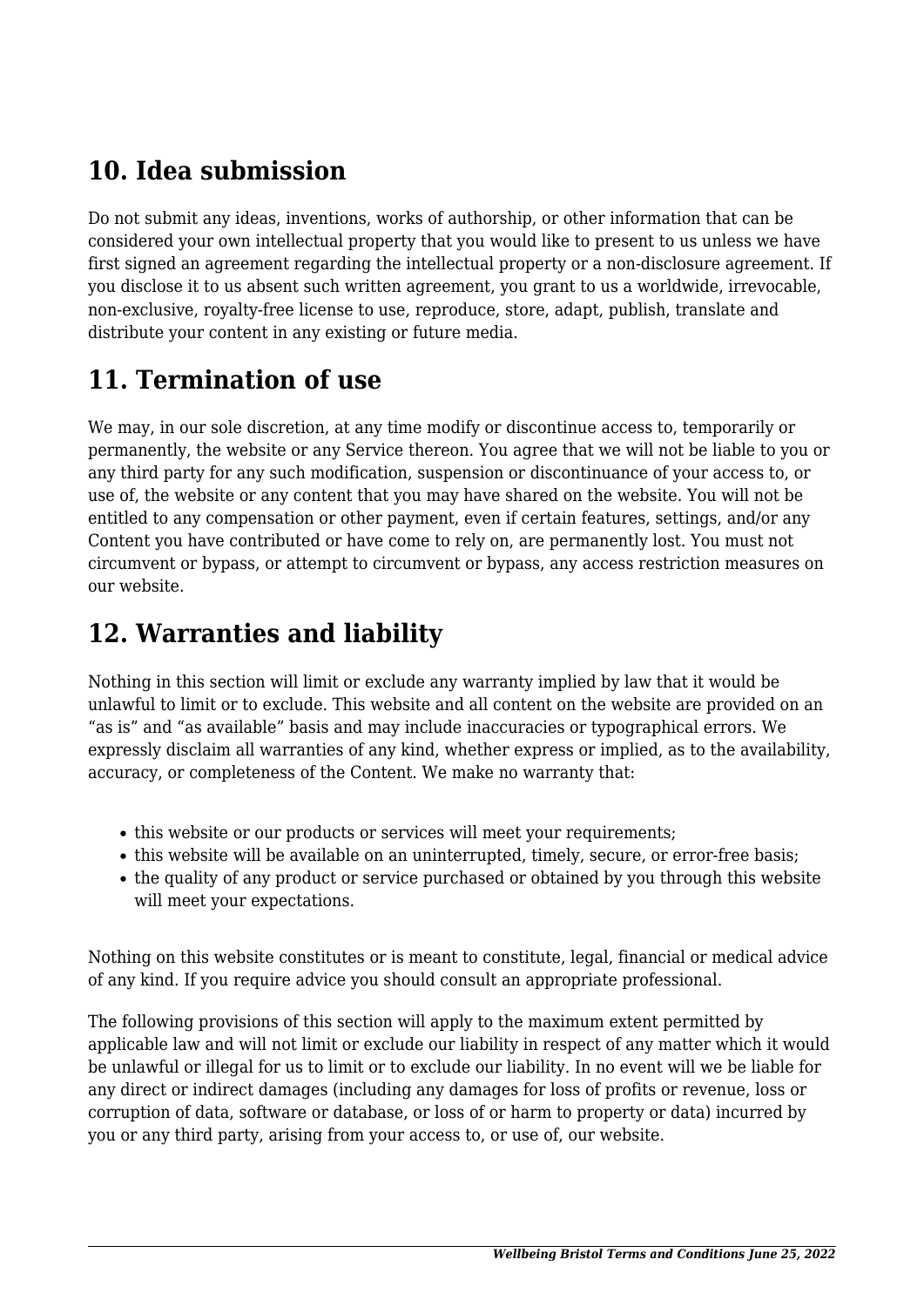## 10. Idea submission

Do not submit any ideas, inventions, works of authorship, or other information that can be considered your own intellectual property that you would like to present to us unless we have first signed an agreement regarding the intellectual property or a non-disclosure agreement. If you disclose it to us absent such written agreement, you grant to us a worldwide, irrevocable, non-exclusive, royalty-free license to use, reproduce, store, adapt, publish, translate and distribute your content in any existing or future media.

## 11. Termination of use

We may, in our sole discretion, at any time modify or discontinue access to, temporarily or permanently, the website or any Service thereon. You agree that we will not be liable to you or any third party for any such modification, suspension or discontinuance of your access to, or use of, the website or any content that you may have shared on the website. You will not be entitled to any compensation or other payment, even if certain features, settings, and/or any Content you have contributed or have come to rely on, are permanently lost. You must not circumvent or bypass, or attempt to circumvent or bypass, any access restriction measures on our website.

## 12. Warranties and liability

Nothing in this section will limit or exclude any warranty implied by law that it would be unlawful to limit or to exclude. This website and all content on the website are provided on an "as is" and "as available" basis and may include inaccuracies or typographical errors. We expressly disclaim all warranties of any kind, whether express or implied, as to the availability, accuracy, or completeness of the Content. We make no warranty that:

- this website or our products or services will meet your requirements;
- this website will be available on an uninterrupted, timely, secure, or error-free basis;
- the quality of any product or service purchased or obtained by you through this website will meet your expectations.

Nothing on this website constitutes or is meant to constitute, legal, financial or medical advice of any kind. If you require advice you should consult an appropriate professional.

The following provisions of this section will apply to the maximum extent permitted by applicable law and will not limit or exclude our liability in respect of any matter which it would be unlawful or illegal for us to limit or to exclude our liability. In no event will we be liable for any direct or indirect damages (including any damages for loss of profits or revenue, loss or corruption of data, software or database, or loss of or harm to property or data) incurred by you or any third party, arising from your access to, or use of, our website.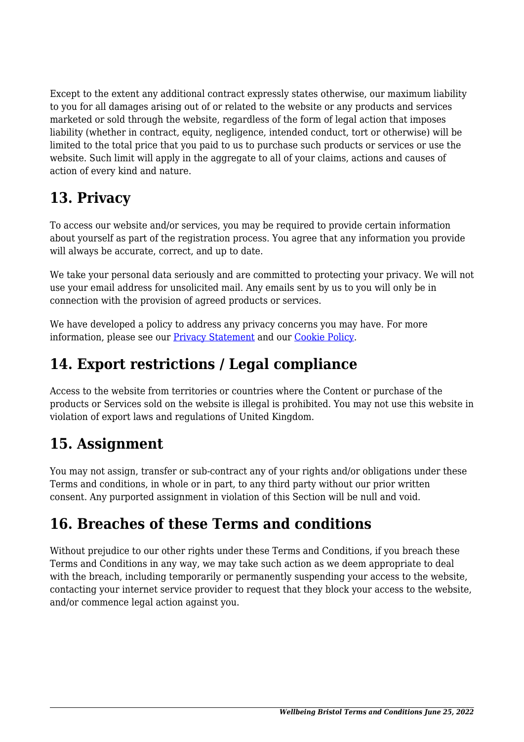Except to the extent any additional contract expressly states otherwise, our maximum liability to you for all damages arising out of or related to the website or any products and services marketed or sold through the website, regardless of the form of legal action that imposes liability (whether in contract, equity, negligence, intended conduct, tort or otherwise) will be limited to the total price that you paid to us to purchase such products or services or use the website. Such limit will apply in the aggregate to all of your claims, actions and causes of action of every kind and nature.

## 13. Privacy

To access our website and/or services, you may be required to provide certain information about yourself as part of the registration process. You agree that any information you provide will always be accurate, correct, and up to date.

We take your personal data seriously and are committed to protecting your privacy. We will not use your email address for unsolicited mail. Any emails sent by us to you will only be in connection with the provision of agreed products or services.

We have developed a policy to address any privacy concerns you may have. For more information, please see our [Privacy Statement] and our [Cookie Policy].

## 14. Export restrictions / Legal compliance

Access to the website from territories or countries where the Content or purchase of the products or Services sold on the website is illegal is prohibited. You may not use this website in violation of export laws and regulations of United Kingdom.

## 15. Assignment

You may not assign, transfer or sub-contract any of your rights and/or obligations under these Terms and conditions, in whole or in part, to any third party without our prior written consent. Any purported assignment in violation of this Section will be null and void.

## 16. Breaches of these Terms and conditions

Without prejudice to our other rights under these Terms and Conditions, if you breach these Terms and Conditions in any way, we may take such action as we deem appropriate to deal with the breach, including temporarily or permanently suspending your access to the website, contacting your internet service provider to request that they block your access to the website, and/or commence legal action against you.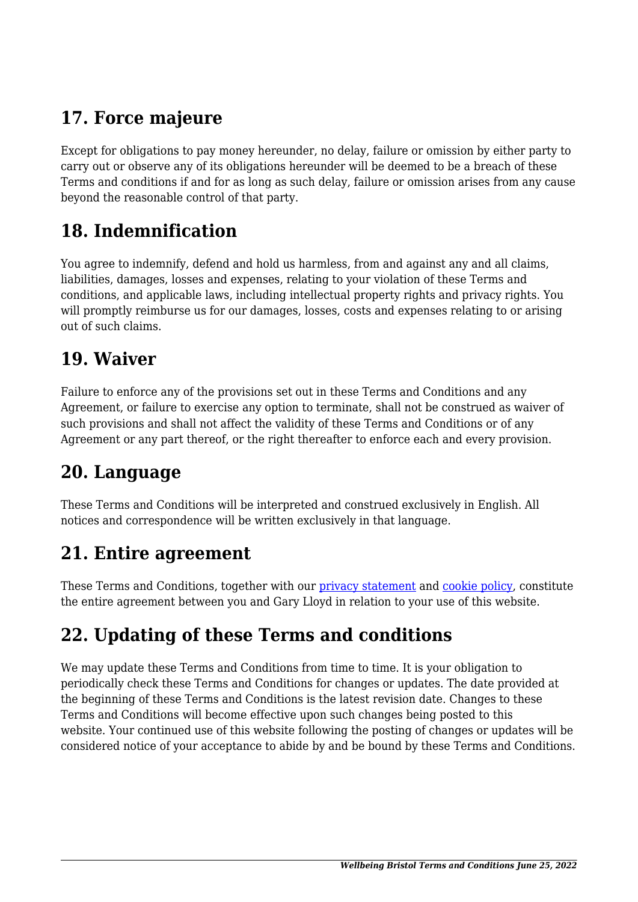## 17. Force majeure

Except for obligations to pay money hereunder, no delay, failure or omission by either party to carry out or observe any of its obligations hereunder will be deemed to be a breach of these Terms and conditions if and for as long as such delay, failure or omission arises from any cause beyond the reasonable control of that party.

## 18. Indemnification

You agree to indemnify, defend and hold us harmless, from and against any and all claims, liabilities, damages, losses and expenses, relating to your violation of these Terms and conditions, and applicable laws, including intellectual property rights and privacy rights. You will promptly reimburse us for our damages, losses, costs and expenses relating to or arising out of such claims.

## 19. Waiver

Failure to enforce any of the provisions set out in these Terms and Conditions and any Agreement, or failure to exercise any option to terminate, shall not be construed as waiver of such provisions and shall not affect the validity of these Terms and Conditions or of any Agreement or any part thereof, or the right thereafter to enforce each and every provision.

## 20. Language

These Terms and Conditions will be interpreted and construed exclusively in English. All notices and correspondence will be written exclusively in that language.

## 21. Entire agreement

These Terms and Conditions, together with our privacy statement and cookie policy, constitute the entire agreement between you and Gary Lloyd in relation to your use of this website.

## 22. Updating of these Terms and conditions

We may update these Terms and Conditions from time to time. It is your obligation to periodically check these Terms and Conditions for changes or updates. The date provided at the beginning of these Terms and Conditions is the latest revision date. Changes to these Terms and Conditions will become effective upon such changes being posted to this website. Your continued use of this website following the posting of changes or updates will be considered notice of your acceptance to abide by and be bound by these Terms and Conditions.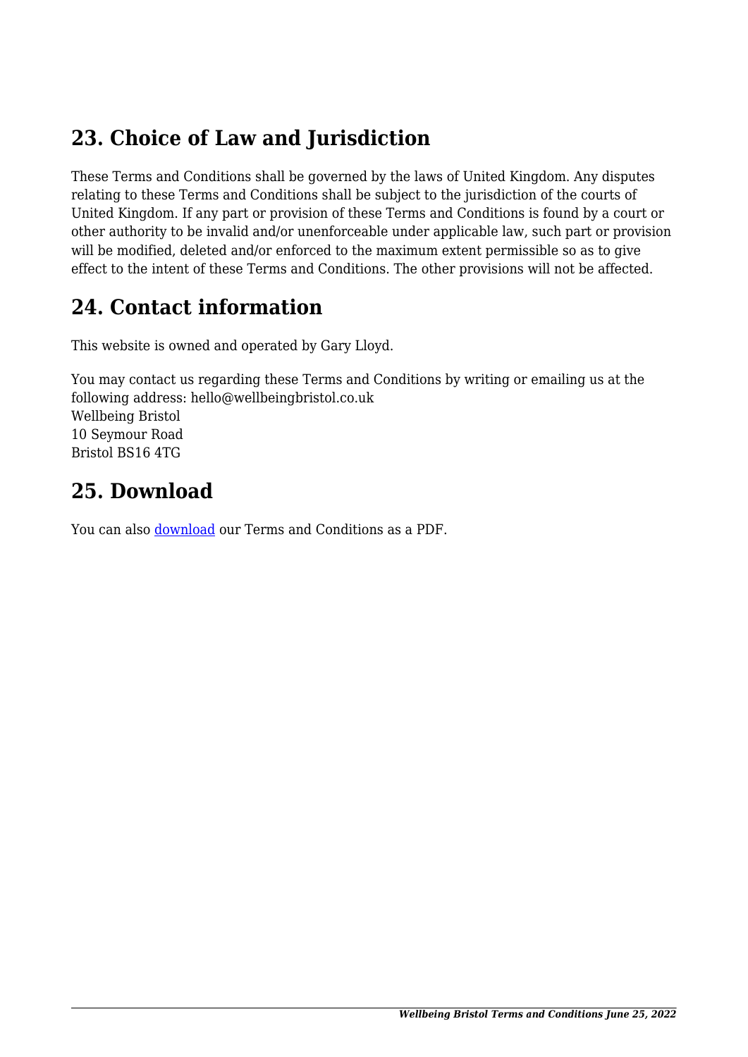## 23. Choice of Law and Jurisdiction

These Terms and Conditions shall be governed by the laws of United Kingdom. Any disputes relating to these Terms and Conditions shall be subject to the jurisdiction of the courts of United Kingdom. If any part or provision of these Terms and Conditions is found by a court or other authority to be invalid and/or unenforceable under applicable law, such part or provision will be modified, deleted and/or enforced to the maximum extent permissible so as to give effect to the intent of these Terms and Conditions. The other provisions will not be affected.

## 24. Contact information

This website is owned and operated by Gary Lloyd.

You may contact us regarding these Terms and Conditions by writing or emailing us at the following address: hello@wellbeingbristol.co.uk
Wellbeing Bristol
10 Seymour Road
Bristol BS16 4TG

## 25. Download

You can also download our Terms and Conditions as a PDF.